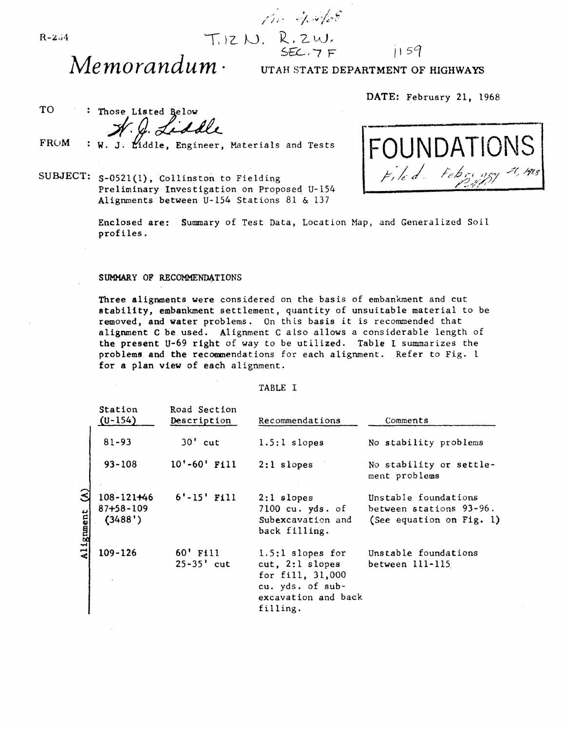R-254

T. 12 N. R. 2 W.
SEC. 7 F

1159

# *Memorandum*

UTAH STATE DEPARTMENT OF HIGHWAYS

DATE: February 21, 1968

TO : Those Listed Below

FROM : W. J. Liddle, Engineer, Materials and Tests

**FOUNDATIONS**
Filed February 21, 1968

SUBJECT: S-0521(1), Collinston to Fielding
Preliminary Investigation on Proposed U-154
Alignments between U-154 Stations 81 & 137

Enclosed are: Summary of Test Data, Location Map, and Generalized Soil profiles.

## SUMMARY OF RECOMMENDATIONS

Three alignments were considered on the basis of embankment and cut stability, embankment settlement, quantity of unsuitable material to be removed, and water problems. On this basis it is recommended that alignment C be used. Alignment C also allows a considerable length of the present U-69 right of way to be utilized. Table I summarizes the problems and the recommendations for each alignment. Refer to Fig. 1 for a plan view of each alignment.

TABLE I

| | Station (U-154) | Road Section Description | Recommendations | Comments |
|---|---|---|---|---|
| Alignment (A) | 81-93 | 30' cut | 1.5:1 slopes | No stability problems |
| | 93-108 | 10'-60' Fill | 2:1 slopes | No stability or settlement problems |
| | 108-121+46 87+58-109 (3488') | 6'-15' Fill | 2:1 slopes 7100 cu. yds. of Subexcavation and back filling. | Unstable foundations between stations 93-96. (See equation on Fig. 1) |
| | 109-126 | 60' Fill 25-35' cut | 1.5:1 slopes for cut, 2:1 slopes for fill, 31,000 cu. yds. of subexcavation and back filling. | Unstable foundations between 111-115 |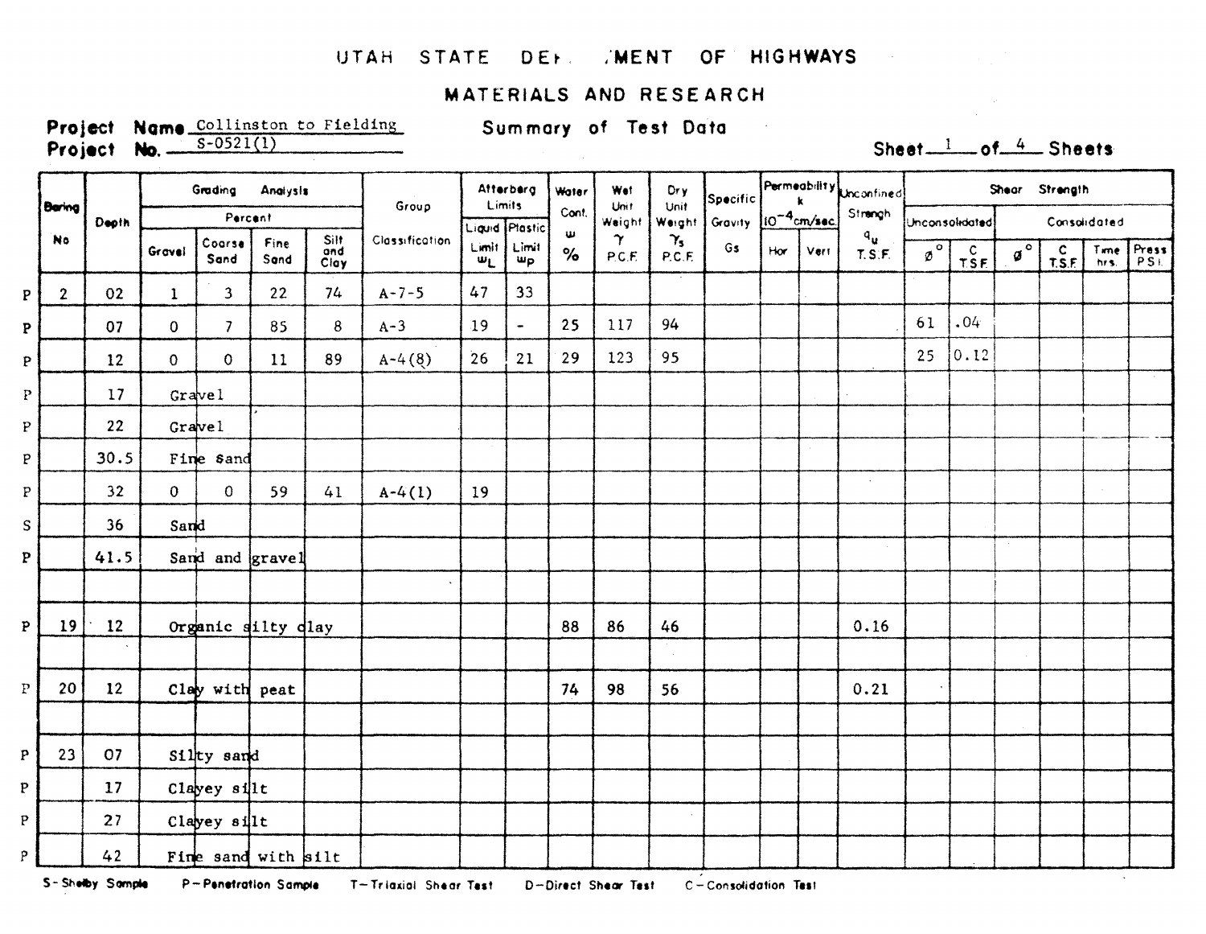# UTAH STATE DEPARTMENT OF HIGHWAYS

## MATERIALS AND RESEARCH

**Project Name** Collinston to Fielding
**Project No.** S-0521(1)

**Summary of Test Data**

Sheet 1 of 4 Sheets

| | Boring No | Depth | Grading Analysis Percent | | | | Group Classification | Atterberg Limits | | Water Cont. ω % | Wet Unit Weight γ P.C.F. | Dry Unit Weight $\gamma_s$ P.C.F. | Specific Gravity Gs | Permeability k $10^{-4}$ cm/sec. | | Unconfined Strength $q_u$ T.S.F. | Shear Strength | | | | | |
|---|---|---|---|---|---|---|---|---|---|---|---|---|---|---|---|---|---|---|---|---|---|---|
| | | | | | | | | | | | | | | | | | Unconsolidated | | Consolidated | | | |
| | | | Gravel | Coarse Sand | Fine Sand | Silt and Clay | | Liquid Limit $\omega_L$ | Plastic Limit $\omega_P$ | | | | | Hor | Vert | | ø° | C T.S.F. | ø° | C T.S.F. | Time hrs. | Press P.S.I. |
| P | 2 | 02 | 1 | 3 | 22 | 74 | A-7-5 | 47 | 33 | | | | | | | | | | | | | |
| P | | 07 | 0 | 7 | 85 | 8 | A-3 | 19 | - | 25 | 117 | 94 | | | | | 61 | .04 | | | | |
| P | | 12 | 0 | 0 | 11 | 89 | A-4(8) | 26 | 21 | 29 | 123 | 95 | | | | | 25 | 0.12 | | | | |
| P | | 17 | Gravel | | | | | | | | | | | | | | | | | | | |
| P | | 22 | Gravel | | | | | | | | | | | | | | | | | | | |
| P | | 30.5 | Fine sand | | | | | | | | | | | | | | | | | | | |
| P | | 32 | 0 | 0 | 59 | 41 | A-4(1) | 19 | | | | | | | | | | | | | | |
| S | | 36 | Sand | | | | | | | | | | | | | | | | | | | |
| P | | 41.5 | Sand and gravel | | | | | | | | | | | | | | | | | | | |
| | | | | | | | | | | | | | | | | | | | | | | |
| P | 19 | 12 | Organic silty clay | | | | | | | 88 | 86 | 46 | | | | 0.16 | | | | | | |
| | | | | | | | | | | | | | | | | | | | | | | |
| P | 20 | 12 | Clay with peat | | | | | | | 74 | 98 | 56 | | | | 0.21 | | | | | | |
| | | | | | | | | | | | | | | | | | | | | | | |
| P | 23 | 07 | Silty sand | | | | | | | | | | | | | | | | | | | |
| P | | 17 | Clayey silt | | | | | | | | | | | | | | | | | | | |
| P | | 27 | Clayey silt | | | | | | | | | | | | | | | | | | | |
| P | | 42 | Fine sand with silt | | | | | | | | | | | | | | | | | | | |

S-Shelby Sample   P-Penetration Sample   T-Triaxial Shear Test   D-Direct Shear Test   C-Consolidation Test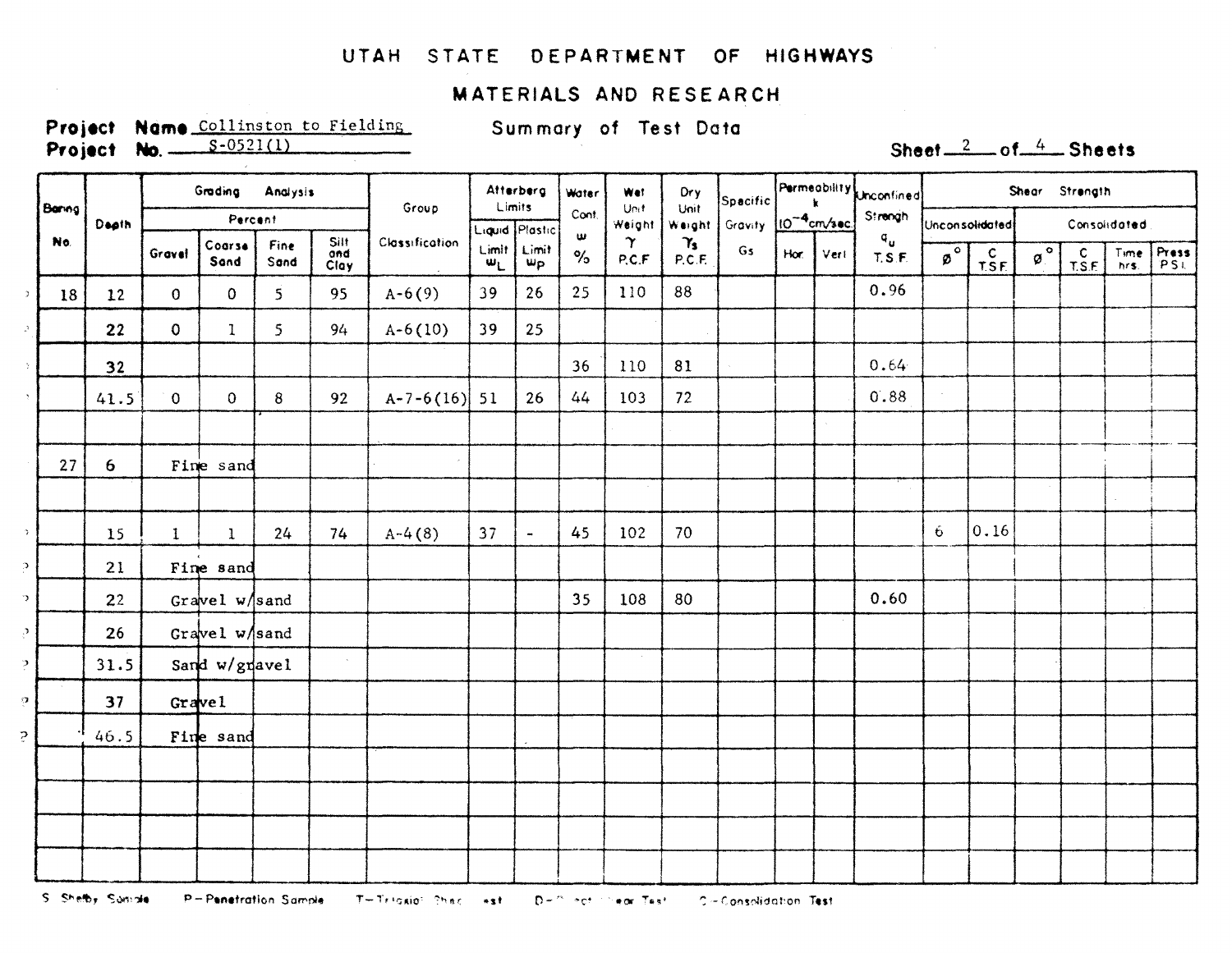# UTAH STATE DEPARTMENT OF HIGHWAYS

## MATERIALS AND RESEARCH

**Project Name** Collinston to Fielding

**Project No.** S-0521(1)

Summary of Test Data

**Sheet** 2 **of** 4 **Sheets**

| Boring No. | Depth | Grading Analysis Percent | | | | Group Classification | Atterberg Limits | | Water Cont. | Wet Unit Weight | Dry Unit Weight | Specific Gravity | Permeability k $10^{-4}$ cm/sec. | | Unconfined Strength | Shear Strength | | | | | |
|---|---|---|---|---|---|---|---|---|---|---|---|---|---|---|---|---|---|---|---|---|---|
| | | | | | | | | | | | | | | | | Unconsolidated | | Consolidated | | | |
| | | Gravel | Coarse Sand | Fine Sand | Silt and Clay | | Liquid Limit $w_L$ | Plastic Limit $w_P$ | $w$ % | $\gamma$ P.C.F. | $\gamma_s$ P.C.F. | Gs | Hor | Vert | $q_u$ T.S.F. | Ø° | C T.S.F. | Ø° | C T.S.F. | Time hrs. | Press P.S.I. |
| 18 | 12 | 0 | 0 | 5 | 95 | A-6(9) | 39 | 26 | 25 | 110 | 88 | | | | 0.96 | | | | | | |
| | 22 | 0 | 1 | 5 | 94 | A-6(10) | 39 | 25 | | | | | | | | | | | | | |
| | 32 | | | | | | | | 36 | 110 | 81 | | | | 0.64 | | | | | | |
| | 41.5 | 0 | 0 | 8 | 92 | A-7-6(16) | 51 | 26 | 44 | 103 | 72 | | | | 0.88 | | | | | | |
| | | | | | | | | | | | | | | | | | | | | | |
| 27 | 6 | Fine sand | | | | | | | | | | | | | | | | | | | |
| | | | | | | | | | | | | | | | | | | | | | |
| | 15 | 1 | 1 | 24 | 74 | A-4(8) | 37 | - | 45 | 102 | 70 | | | | | 6 | 0.16 | | | | |
| | 21 | Fine sand | | | | | | | | | | | | | | | | | | | |
| | 22 | Gravel w/sand | | | | | | | 35 | 108 | 80 | | | | 0.60 | | | | | | |
| | 26 | Gravel w/sand | | | | | | | | | | | | | | | | | | | |
| | 31.5 | Sand w/gravel | | | | | | | | | | | | | | | | | | | |
| | 37 | Gravel | | | | | | | | | | | | | | | | | | | |
| | 46.5 | Fine sand | | | | | | | | | | | | | | | | | | | |

S–Shelby Sample P–Penetration Sample T–Triaxial Shear Test D–Direct Shear Test C–Consolidation Test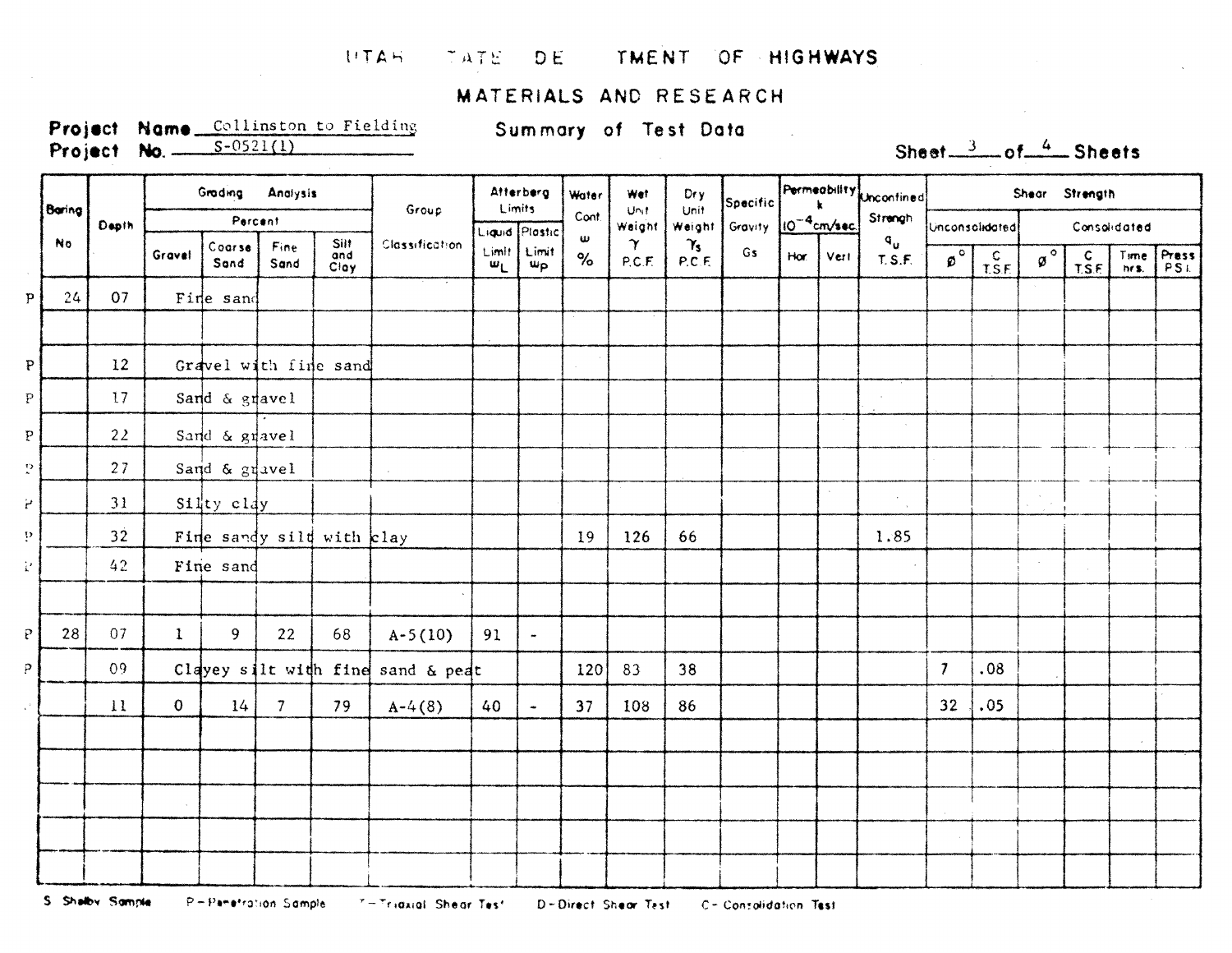UTAH TATE DE TMENT OF HIGHWAYS

MATERIALS AND RESEARCH

**Project Name** Collinston to Fielding

**Project No.** S-0521(1)

**Summary of Test Data**

Sheet 3 of 4 Sheets

| | Boring No | Depth | Grading Analysis Percent | | | | Group Classification | Atterberg Limits | | Water Cont. ω % | Wet Unit Weight γ P.C.F. | Dry Unit Weight $\gamma_s$ P.C.F. | Specific Gravity Gs | Permeability k $10^{-4}$ cm/sec. | | Unconfined Strength $q_u$ T.S.F. | Shear Strength | | | | | |
|---|---|---|---|---|---|---|---|---|---|---|---|---|---|---|---|---|---|---|---|---|---|---|
| | | | | | | | | | | | | | | | | | Unconsolidated | | Consolidated | | | |
| | | | Gravel | Coarse Sand | Fine Sand | Silt and Clay | | Liquid Limit $w_L$ | Plastic Limit $w_P$ | | | | | Hor. | Vert. | | ø° | C T.S.F. | ø° | C T.S.F. | Time hrs. | Press P.S.I. |
| P | 24 | 07 | Fine sand | | | | | | | | | | | | | | | | | | | |
| | | | | | | | | | | | | | | | | | | | | | | |
| P | | 12 | Gravel with fine sand | | | | | | | | | | | | | | | | | | | |
| P | | 17 | Sand & gravel | | | | | | | | | | | | | | | | | | | |
| P | | 22 | Sand & gravel | | | | | | | | | | | | | | | | | | | |
| P | | 27 | Sand & gravel | | | | | | | | | | | | | | | | | | | |
| P | | 31 | Silty clay | | | | | | | | | | | | | | | | | | | |
| P | | 32 | Fine sandy silt with clay | | | | | | | 19 | 126 | 66 | | | | 1.85 | | | | | | |
| P | | 42 | Fine sand | | | | | | | | | | | | | | | | | | | |
| | | | | | | | | | | | | | | | | | | | | | | |
| P | 28 | 07 | 1 | 9 | 22 | 68 | A-5(10) | 91 | - | | | | | | | | | | | | | |
| P | | 09 | Clayey silt with fine sand & peat | | | | | | | 120 | 83 | 38 | | | | | 7 | .08 | | | | |
| | | 11 | 0 | 14 | 7 | 79 | A-4(8) | 40 | - | 37 | 108 | 86 | | | | | 32 | .05 | | | | |

S Shelby Sample P - Penetration Sample T - Triaxial Shear Test D - Direct Shear Test C - Consolidation Test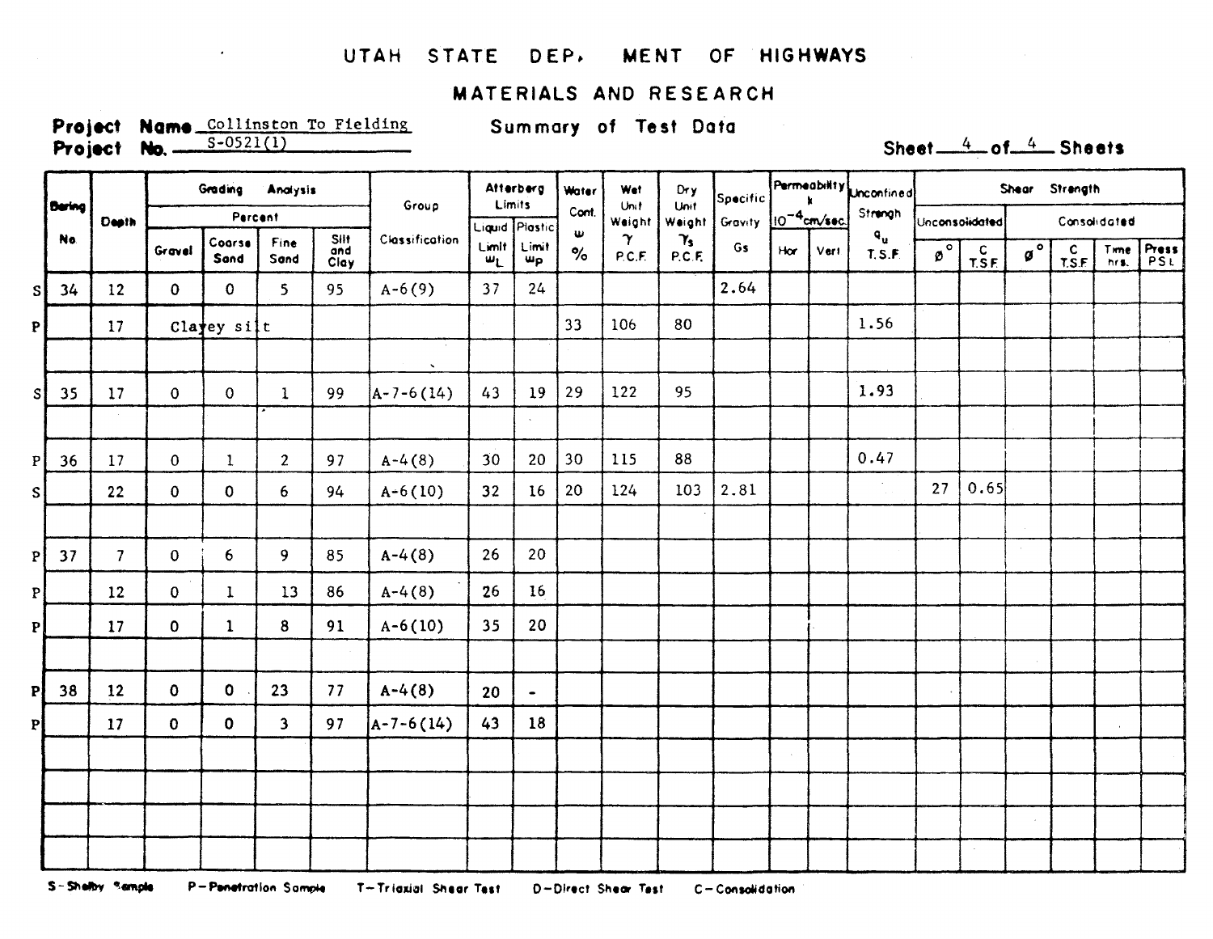# UTAH STATE DEP. MENT OF HIGHWAYS

## MATERIALS AND RESEARCH

**Project Name** Collinston To Fielding

**Project No.** S-0521(1)

**Summary of Test Data**

**Sheet** 4 **of** 4 **Sheets**

| | Boring No. | Depth | Grading Analysis Percent | | | | Group Classification | Atterberg Limits | | Water Cont. ω % | Wet Unit Weight γ P.C.F. | Dry Unit Weight $\gamma_s$ P.C.F. | Specific Gravity Gs | Permeability k $10^{-4}$ cm/sec. | | Unconfined Strength $q_u$ T.S.F. | Shear Strength | | | | | |
|---|---|---|---|---|---|---|---|---|---|---|---|---|---|---|---|---|---|---|---|---|---|---|
| | | | | | | | | | | | | | | | | | Unconsolidated | | Consolidated | | | |
| | | | Gravel | Coarse Sand | Fine Sand | Silt and Clay | | Liquid Limit $w_L$ | Plastic Limit $w_P$ | | | | | Hor | Vert | | ø° | C T.S.F. | ø° | C T.S.F. | Time hrs. | Press P.S.I. |
| S | 34 | 12 | 0 | 0 | 5 | 95 | A-6(9) | 37 | 24 | | | | 2.64 | | | | | | | | | |
| P | | 17 | Clayey silt | | | | | | | 33 | 106 | 80 | | | | 1.56 | | | | | | |
| | | | | | | | | | | | | | | | | | | | | | | |
| S | 35 | 17 | 0 | 0 | 1 | 99 | A-7-6(14) | 43 | 19 | 29 | 122 | 95 | | | | 1.93 | | | | | | |
| | | | | | | | | | | | | | | | | | | | | | | |
| P | 36 | 17 | 0 | 1 | 2 | 97 | A-4(8) | 30 | 20 | 30 | 115 | 88 | | | | 0.47 | | | | | | |
| S | | 22 | 0 | 0 | 6 | 94 | A-6(10) | 32 | 16 | 20 | 124 | 103 | 2.81 | | | | 27 | 0.65 | | | | |
| | | | | | | | | | | | | | | | | | | | | | | |
| P | 37 | 7 | 0 | 6 | 9 | 85 | A-4(8) | 26 | 20 | | | | | | | | | | | | | |
| P | | 12 | 0 | 1 | 13 | 86 | A-4(8) | 26 | 16 | | | | | | | | | | | | | |
| P | | 17 | 0 | 1 | 8 | 91 | A-6(10) | 35 | 20 | | | | | | | | | | | | | |
| | | | | | | | | | | | | | | | | | | | | | | |
| P | 38 | 12 | 0 | 0 | 23 | 77 | A-4(8) | 20 | - | | | | | | | | | | | | | |
| P | | 17 | 0 | 0 | 3 | 97 | A-7-6(14) | 43 | 18 | | | | | | | | | | | | | |

S-Shelby Sample P-Penetration Sample T-Triaxial Shear Test D-Direct Shear Test C-Consolidation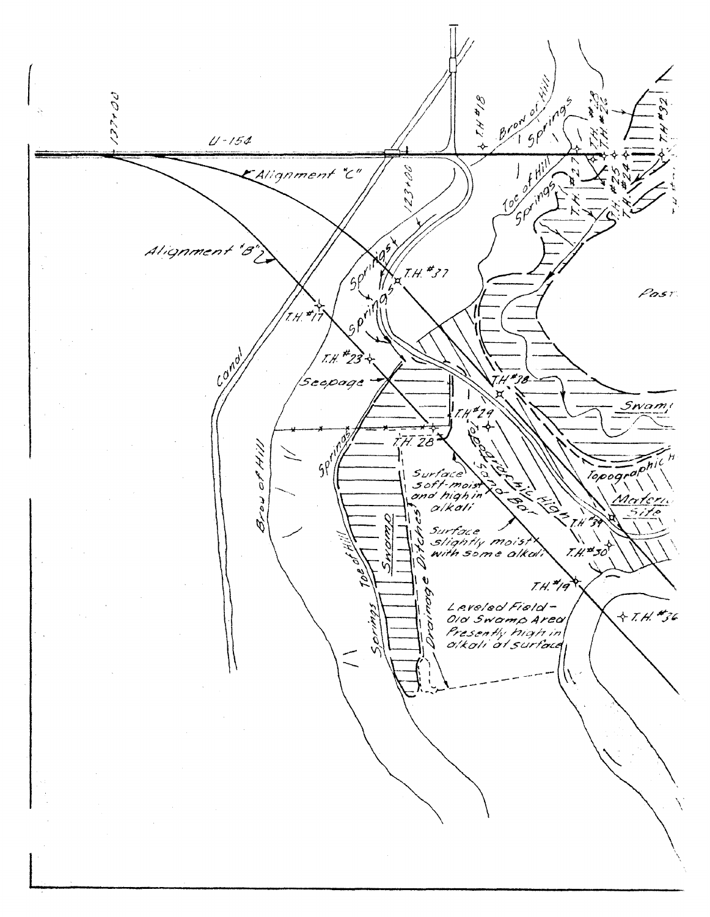137+00

U-154

Alignment "C"

Alignment "B"

123+00

Canal

Brow of Hill

Brow of Hill

Toe of Hill

Springs

T.H. #18

T.H. #17

T.H. #23

T.H. #37

T.H. #38

T.H. #29

T.H. 28

T.H. #27

T.H. #28

T.H. #26

T.H. #25

T.H. #24

T.H. #32

T.H. #34

T.H. #30

T.H. #19

T.H. #36

Seepage

Springs

Swamp

Drainage Ditches

Toe of Hill

Springs

Surface soft-moist and high in alkali

Surface slightly moist with some alkali

Sand Bar

Topographic High

Topographic High

Material Site

Swamp

Pasture

Leveled Field - Old Swamp Area Presently high in alkali at surface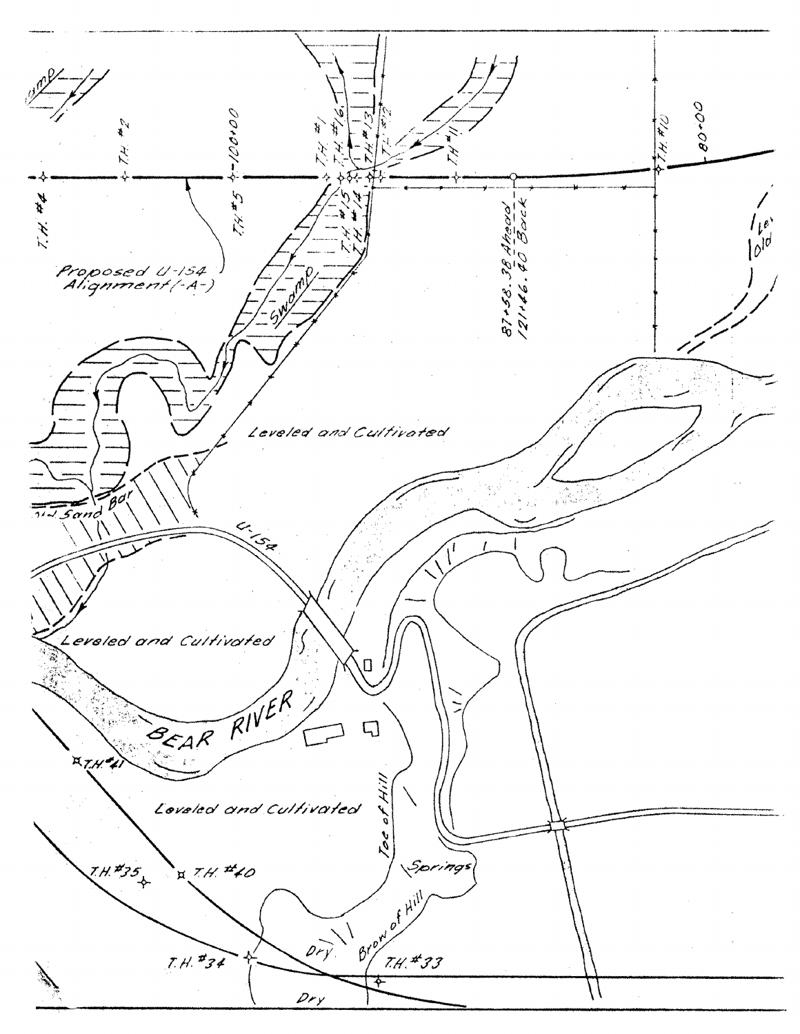Swamp

T.H. #4

T.H. #2

T.H. #5

100+00

T.H. #1

T.H. #16

T.H. #15

T.H. #14

T.H. #13

T.H. #12

T.H. #11

T.H. #10

80+00

Proposed U-154 Alignment (-A-)

Swamp

87+58.38 Ahead
121+46.40 Back

Lev
old

Leveled and Cultivated

Old Sand Bar

U-154

Leveled and Cultivated

BEAR RIVER

T.H. #41

Leveled and Cultivated

Toe of Hill

Springs

T.H. #35

T.H. #40

Brow of Hill

Dry

T.H. #34

T.H. #33

Dry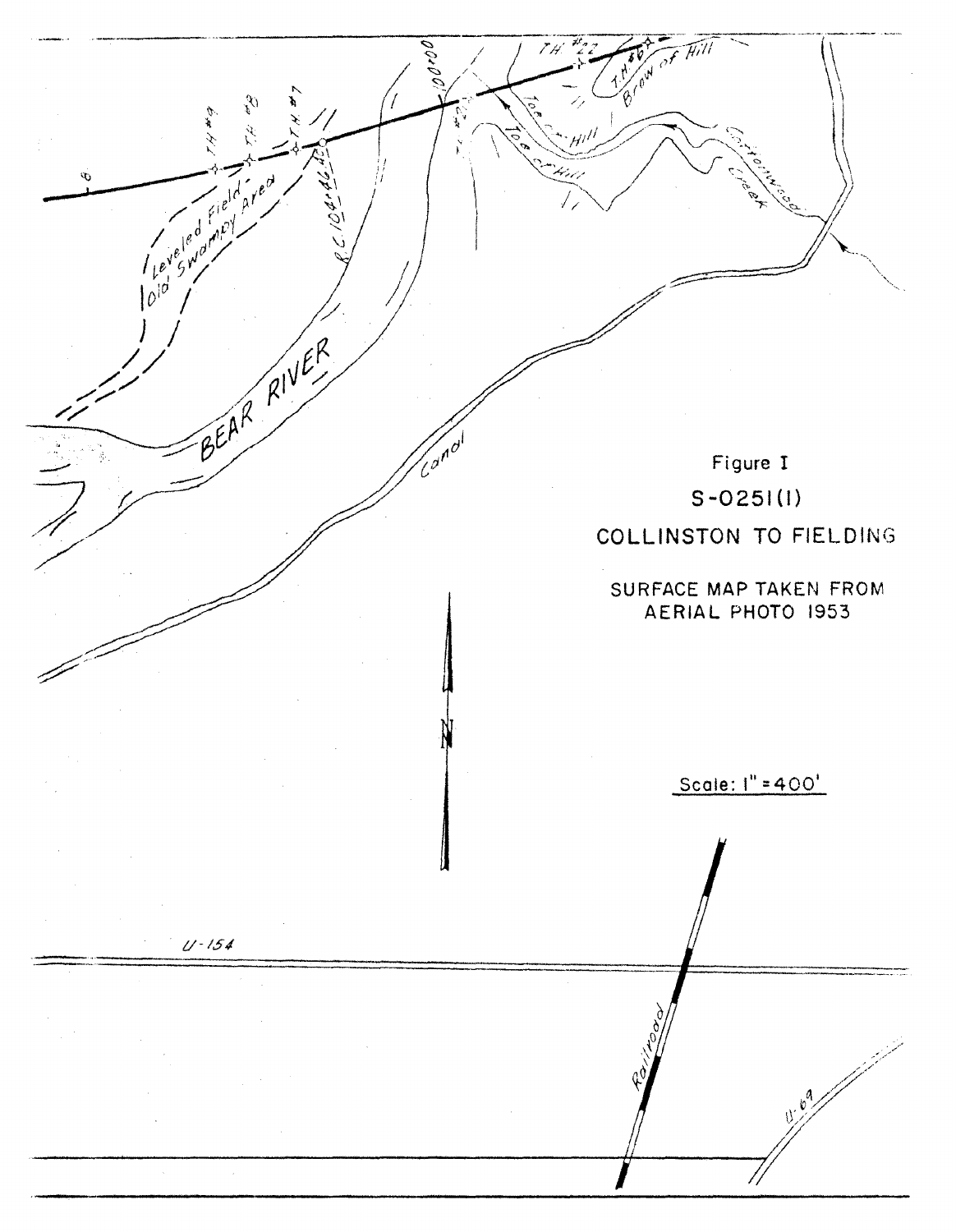Figure I

S-0251(1)

COLLINSTON TO FIELDING

SURFACE MAP TAKEN FROM AERIAL PHOTO 1953

Scale: 1" = 400'

T.H. #9

T.H. #8

T.H. #7

T.H. #22

T.H. #6

100+00

Leveled Field - Old Swampy Area

B.C. 104+46.32

BEAR RIVER

Toe of Hill

Brow of Hill

Cottonwood Creek

Canal

N

U-154

Railroad

U-69